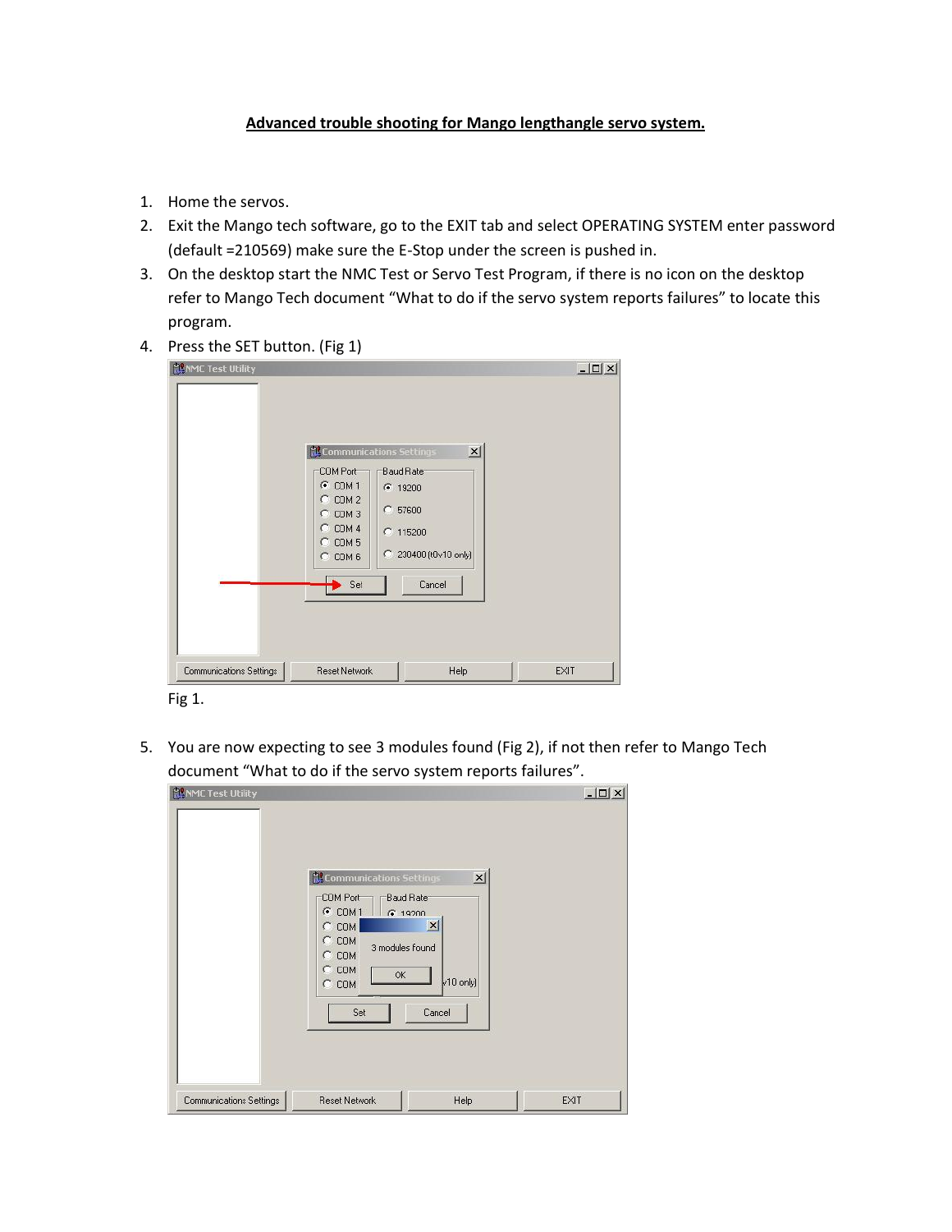**Advanced trouble shooting for Mango lengthangle servo system.**

1. Home the servos.
2. Exit the Mango tech software, go to the EXIT tab and select OPERATING SYSTEM enter password (default =210569) make sure the E-Stop under the screen is pushed in.
3. On the desktop start the NMC Test or Servo Test Program, if there is no icon on the desktop refer to Mango Tech document "What to do if the servo system reports failures" to locate this program.
4. Press the SET button. (Fig 1)

Fig 1.

5. You are now expecting to see 3 modules found (Fig 2), if not then refer to Mango Tech document "What to do if the servo system reports failures".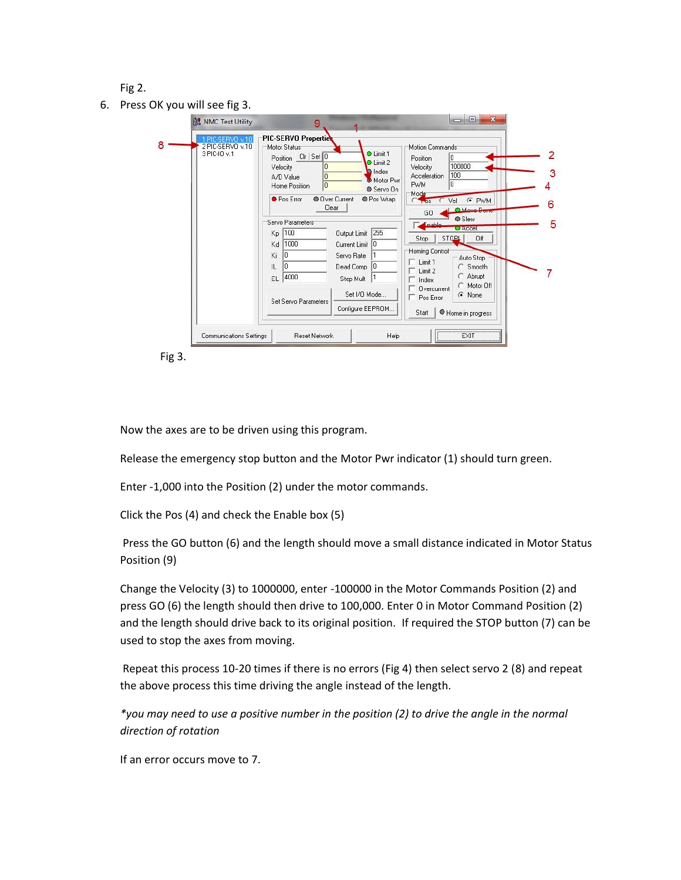Fig 2.

6. Press OK you will see fig 3.

Fig 3.

Now the axes are to be driven using this program.

Release the emergency stop button and the Motor Pwr indicator (1) should turn green.

Enter -1,000 into the Position (2) under the motor commands.

Click the Pos (4) and check the Enable box (5)

Press the GO button (6) and the length should move a small distance indicated in Motor Status Position (9)

Change the Velocity (3) to 1000000, enter -100000 in the Motor Commands Position (2) and press GO (6) the length should then drive to 100,000. Enter 0 in Motor Command Position (2) and the length should drive back to its original position. If required the STOP button (7) can be used to stop the axes from moving.

Repeat this process 10-20 times if there is no errors (Fig 4) then select servo 2 (8) and repeat the above process this time driving the angle instead of the length.

*you may need to use a positive number in the position (2) to drive the angle in the normal direction of rotation*

If an error occurs move to 7.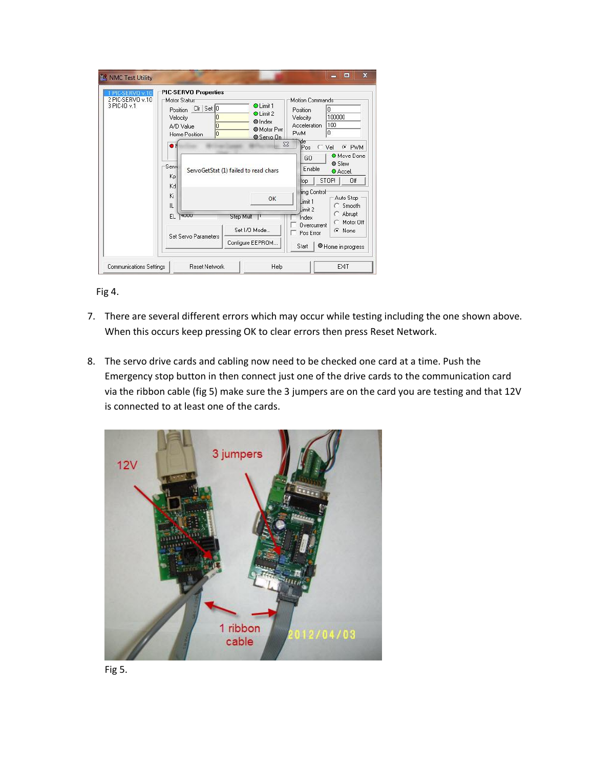Fig 4.

7. There are several different errors which may occur while testing including the one shown above. When this occurs keep pressing OK to clear errors then press Reset Network.

8. The servo drive cards and cabling now need to be checked one card at a time. Push the Emergency stop button in then connect just one of the drive cards to the communication card via the ribbon cable (fig 5) make sure the 3 jumpers are on the card you are testing and that 12V is connected to at least one of the cards.

Fig 5.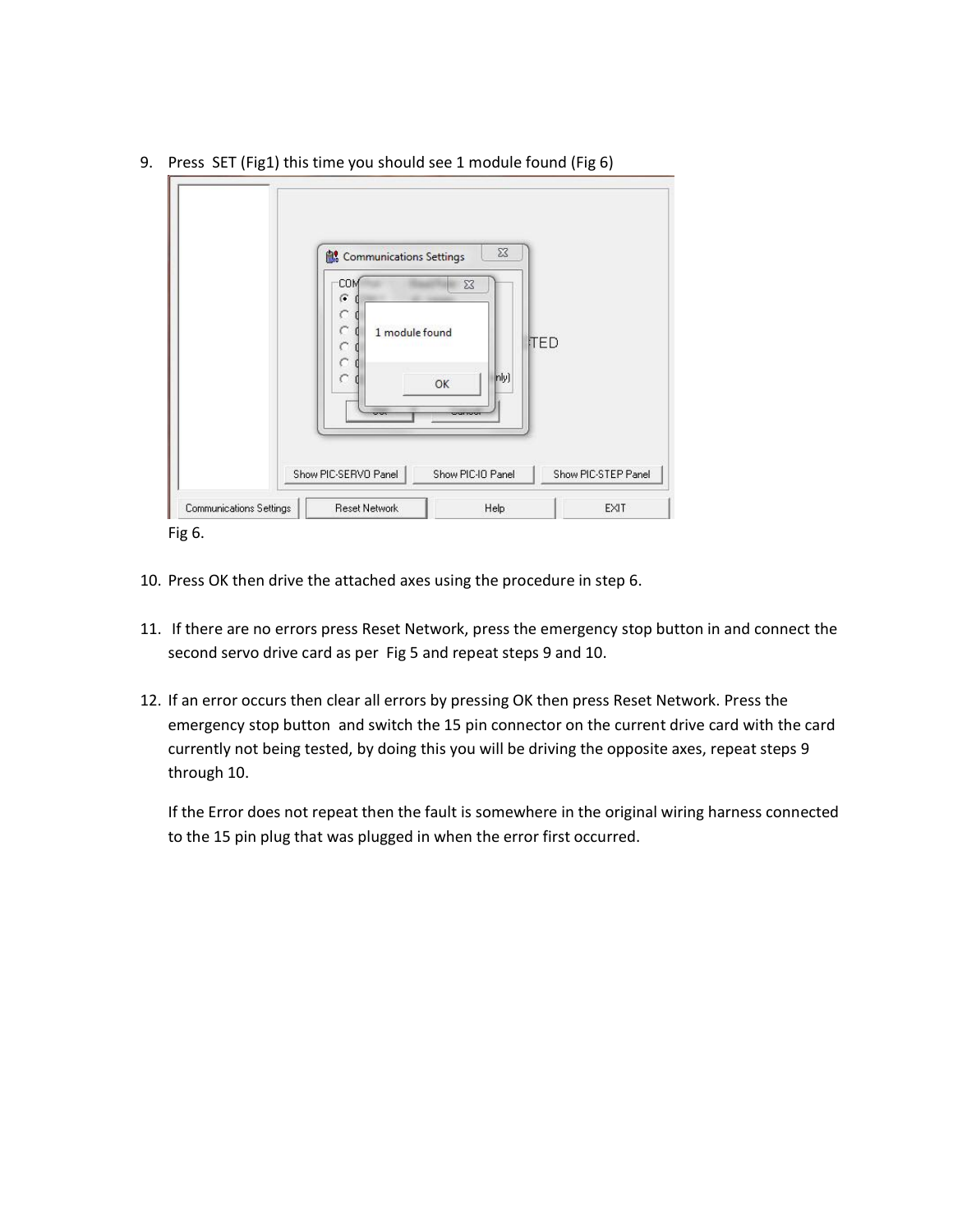9. Press SET (Fig1) this time you should see 1 module found (Fig 6)

Fig 6.

10. Press OK then drive the attached axes using the procedure in step 6.

11. If there are no errors press Reset Network, press the emergency stop button in and connect the second servo drive card as per Fig 5 and repeat steps 9 and 10.

12. If an error occurs then clear all errors by pressing OK then press Reset Network. Press the emergency stop button and switch the 15 pin connector on the current drive card with the card currently not being tested, by doing this you will be driving the opposite axes, repeat steps 9 through 10.

    If the Error does not repeat then the fault is somewhere in the original wiring harness connected to the 15 pin plug that was plugged in when the error first occurred.